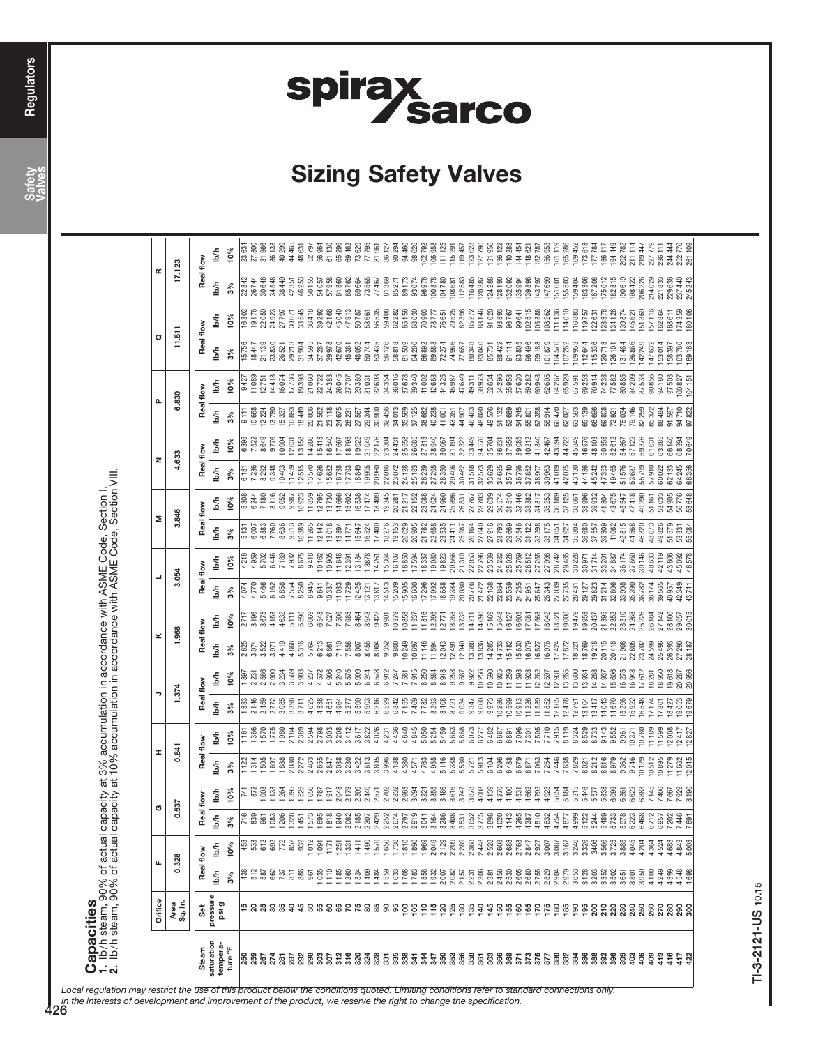# Sizing Safety Valves

## Capacities

**1.** lb/h steam, 90% of actual capacity at 3% accumulation in accordance with ASME Code, Section I.
**2.** lb/h steam, 90% of actual capacity at 10% accumulation in accordance with ASME Code, Section VIII.

| | Orifice | F | | G | | H | | J | | K | | L | | M | | N | | P | | Q | | R | |
|---|---|---|---|---|---|---|---|---|---|---|---|---|---|---|---|---|---|---|---|---|---|---|---|
| | Area Sq. In. | 0.328 | | 0.537 | | 0.841 | | 1.374 | | 1.968 | | 3.054 | | 3.846 | | 4.633 | | 6.830 | | 11.811 | | 17.123 | |
| Steam saturation tempera-ture °F | Set pressure psi g | Real flow lb/h 3% | Real flow lb/h 10% | Real flow lb/h 3% | Real flow lb/h 10% | Real flow lb/h 3% | Real flow lb/h 10% | Real flow lb/h 3% | Real flow lb/h 10% | Real flow lb/h 3% | Real flow lb/h 10% | Real flow lb/h 3% | Real flow lb/h 10% | Real flow lb/h 3% | Real flow lb/h 10% | Real flow lb/h 3% | Real flow lb/h 10% | Real flow lb/h 3% | Real flow lb/h 10% | Real flow lb/h 3% | Real flow lb/h 10% | Real flow lb/h 3% | Real flow lb/h 10% |
| 250 | 15 | 438 | 453 | 716 | 741 | 1122 | 1161 | 1833 | 1897 | 2625 | 2717 | 4074 | 4216 | 5131 | 5308 | 6181 | 6395 | 9111 | 9427 | 15756 | 16302 | 22842 | 23634 |
| 259 | 20 | 512 | 533 | 839 | 872 | 1314 | 1366 | 2146 | 2231 | 3074 | 3196 | 4770 | 4959 | 6007 | 6244 | 7236 | 7522 | 10668 | 11089 | 18447 | 19176 | 26744 | 27800 |
| 267 | 25 | 587 | 612 | 961 | 1003 | 1505 | 1570 | 2459 | 2566 | 3522 | 3675 | 5466 | 5702 | 6883 | 7180 | 8292 | 8649 | 12224 | 12751 | 21139 | 22050 | 30646 | 31966 |
| 274 | 30 | 662 | 692 | 1083 | 1133 | 1697 | 1775 | 2772 | 2900 | 3971 | 4153 | 6162 | 6446 | 7760 | 8116 | 9348 | 9776 | 13780 | 14413 | 23830 | 24923 | 34548 | 36133 |
| 281 | 35 | 737 | 772 | 1206 | 1264 | 1888 | 1980 | 3085 | 3234 | 4419 | 4632 | 6858 | 7189 | 8636 | 9052 | 10403 | 10904 | 15337 | 16074 | 26521 | 27797 | 38449 | 40299 |
| 287 | 40 | 811 | 852 | 1328 | 1395 | 2080 | 2184 | 3398 | 3569 | 4868 | 5111 | 7554 | 7932 | 9513 | 9987 | 11459 | 12031 | 16893 | 17736 | 29213 | 30671 | 42351 | 44465 |
| 292 | 45 | 886 | 932 | 1451 | 1525 | 2272 | 2389 | 3711 | 3903 | 5316 | 5590 | 8250 | 8675 | 10389 | 10923 | 12515 | 13158 | 18449 | 19398 | 31904 | 33545 | 46253 | 48631 |
| 298 | 50 | 961 | 1012 | 1573 | 1656 | 2463 | 2594 | 4025 | 4237 | 5764 | 6069 | 8945 | 9418 | 11265 | 11859 | 13570 | 14286 | 20006 | 21060 | 34595 | 36418 | 50155 | 52797 |
| 303 | 55 | 1035 | 1091 | 1695 | 1787 | 2655 | 2798 | 4338 | 4572 | 6213 | 6548 | 9641 | 10162 | 12142 | 12795 | 14626 | 15413 | 21562 | 22722 | 37287 | 39292 | 54057 | 56964 |
| 307 | 60 | 1110 | 1171 | 1818 | 1917 | 2847 | 3003 | 4651 | 4906 | 6661 | 7027 | 10337 | 10905 | 13018 | 13730 | 15682 | 16540 | 23118 | 24383 | 39978 | 42166 | 57958 | 61130 |
| 312 | 65 | 1185 | 1251 | 1940 | 2048 | 3038 | 3208 | 4964 | 5240 | 7110 | 7506 | 11033 | 11648 | 13894 | 14666 | 16738 | 17667 | 24675 | 26045 | 42670 | 45040 | 61860 | 65296 |
| 316 | 70 | 1260 | 1331 | 2062 | 2179 | 3230 | 3412 | 5277 | 5575 | 7558 | 7985 | 11729 | 12391 | 14771 | 15602 | 17793 | 18795 | 26231 | 27707 | 45361 | 47913 | 65762 | 69462 |
| 320 | 75 | 1334 | 1411 | 2185 | 2309 | 3422 | 3617 | 5590 | 5909 | 8007 | 8464 | 12425 | 13134 | 15647 | 16538 | 18849 | 19922 | 27787 | 29369 | 48052 | 50787 | 69664 | 73629 |
| 324 | 80 | 1409 | 1490 | 2307 | 2440 | 3613 | 3822 | 5903 | 6244 | 8455 | 8943 | 13121 | 13878 | 16524 | 17474 | 19905 | 21049 | 29344 | 31031 | 50744 | 53661 | 73565 | 77795 |
| 328 | 85 | 1484 | 1570 | 2429 | 2571 | 3805 | 4026 | 6216 | 6578 | 8904 | 9422 | 13817 | 14621 | 17400 | 18409 | 20960 | 22176 | 30900 | 32693 | 53435 | 56535 | 77467 | 81961 |
| 331 | 90 | 1559 | 1650 | 2552 | 2702 | 3996 | 4231 | 6529 | 6912 | 9352 | 9901 | 14513 | 15364 | 18276 | 19345 | 22016 | 23304 | 32456 | 34354 | 56126 | 59408 | 81369 | 86127 |
| 335 | 95 | 1633 | 1730 | 2674 | 2832 | 4188 | 4436 | 6842 | 7247 | 9800 | 10379 | 15209 | 16107 | 19153 | 20281 | 23072 | 24431 | 34013 | 36016 | 58818 | 62282 | 85271 | 90294 |
| 338 | 100 | 1708 | 1810 | 2797 | 2963 | 4380 | 4640 | 7155 | 7581 | 10249 | 10858 | 15905 | 16850 | 20029 | 21217 | 24128 | 25558 | 35569 | 37678 | 61509 | 65156 | 89173 | 94460 |
| 341 | 105 | 1783 | 1890 | 2919 | 3094 | 4571 | 4845 | 7469 | 7915 | 10697 | 11337 | 16601 | 17594 | 20905 | 22152 | 25183 | 26685 | 37125 | 39340 | 64200 | 68030 | 93074 | 98626 |
| 344 | 110 | 1858 | 1969 | 3041 | 3224 | 4763 | 5050 | 7782 | 8250 | 11146 | 11816 | 17296 | 18337 | 21782 | 23088 | 26239 | 27813 | 38682 | 41002 | 66892 | 70903 | 96976 | 102792 |
| 347 | 115 | 1932 | 2049 | 3164 | 3355 | 4955 | 5254 | 8095 | 8584 | 11594 | 12295 | 17992 | 19080 | 22658 | 24024 | 27295 | 28940 | 40238 | 42663 | 69583 | 73777 | 100878 | 106958 |
| 350 | 120 | 2007 | 2129 | 3286 | 3486 | 5146 | 5459 | 8408 | 8918 | 12043 | 12774 | 18688 | 19823 | 23535 | 24960 | 28350 | 30067 | 41794 | 44325 | 72274 | 76651 | 104780 | 111125 |
| 353 | 125 | 2082 | 2209 | 3408 | 3616 | 5338 | 5663 | 8721 | 9253 | 12491 | 13253 | 19384 | 20566 | 24411 | 25896 | 29406 | 31194 | 43351 | 45987 | 74966 | 79525 | 108681 | 115291 |
| 356 | 130 | 2157 | 2289 | 3531 | 3747 | 5530 | 5868 | 9034 | 9587 | 12940 | 13732 | 20080 | 21310 | 25287 | 26831 | 30462 | 32322 | 44907 | 47649 | 77657 | 82398 | 112583 | 119457 |
| 358 | 135 | 2231 | 2368 | 3652 | 3878 | 5721 | 6073 | 9347 | 9922 | 13388 | 14211 | 20776 | 22053 | 26164 | 27767 | 31518 | 33449 | 46463 | 49311 | 80348 | 85272 | 116485 | 123623 |
| 361 | 140 | 2306 | 2448 | 3775 | 4008 | 5913 | 6277 | 9660 | 10256 | 13836 | 14690 | 21472 | 22796 | 27040 | 28703 | 32573 | 34576 | 48020 | 50973 | 83040 | 88146 | 120387 | 127790 |
| 363 | 145 | 2381 | 2528 | 3898 | 4139 | 6104 | 6482 | 9973 | 10590 | 14285 | 15169 | 22168 | 23539 | 27916 | 29639 | 33629 | 35704 | 49576 | 52634 | 85731 | 91020 | 124288 | 131956 |
| 366 | 150 | 2456 | 2608 | 4020 | 4270 | 6296 | 6687 | 10286 | 10925 | 14733 | 15648 | 22864 | 24282 | 28793 | 30574 | 34685 | 36831 | 51132 | 54296 | 88422 | 93893 | 128190 | 136122 |
| 368 | 155 | 2530 | 2688 | 4143 | 4400 | 6488 | 6891 | 10599 | 11259 | 15182 | 16127 | 23559 | 25026 | 29669 | 31510 | 35740 | 37958 | 52689 | 55958 | 91114 | 96767 | 132092 | 140288 |
| 371 | 160 | 2605 | 2768 | 4265 | 4531 | 6679 | 7096 | 10913 | 11593 | 15630 | 16605 | 24255 | 25769 | 30546 | 32446 | 36796 | 39085 | 54245 | 57620 | 93805 | 99641 | 135994 | 144454 |
| 373 | 165 | 2680 | 2847 | 4387 | 4662 | 6871 | 7301 | 11226 | 11928 | 16079 | 17084 | 24951 | 26512 | 31422 | 33382 | 37852 | 40212 | 55801 | 59282 | 96496 | 102515 | 139896 | 148621 |
| 375 | 170 | 2755 | 2927 | 4510 | 4792 | 7063 | 7505 | 11539 | 12262 | 16527 | 17563 | 25647 | 27255 | 32298 | 34317 | 38907 | 41340 | 57358 | 60943 | 99188 | 105388 | 143797 | 152787 |
| 377 | 175 | 2829 | 3007 | 4632 | 4923 | 7254 | 7710 | 11852 | 12597 | 16976 | 18042 | 26343 | 27998 | 33175 | 35253 | 39963 | 42467 | 58914 | 62605 | 101879 | 108262 | 147699 | 156953 |
| 380 | 180 | 2904 | 3087 | 4754 | 5054 | 7446 | 7915 | 12165 | 12931 | 17424 | 18521 | 27039 | 28742 | 34051 | 36189 | 41019 | 43594 | 60470 | 64267 | 104570 | 111136 | 151601 | 161119 |
| 382 | 185 | 2979 | 3167 | 4877 | 5184 | 7638 | 8119 | 12478 | 13265 | 17872 | 19000 | 27735 | 29485 | 34927 | 37125 | 42075 | 44722 | 62027 | 65929 | 107262 | 114010 | 155503 | 165286 |
| 384 | 190 | 3053 | 3246 | 4999 | 5315 | 7829 | 8324 | 12791 | 13600 | 18321 | 19479 | 28431 | 30228 | 35804 | 38061 | 43130 | 45849 | 63583 | 67591 | 109953 | 116883 | 159404 | 169452 |
| 386 | 195 | 3128 | 3326 | 5122 | 5446 | 8021 | 8529 | 13104 | 13934 | 18769 | 19958 | 29127 | 30971 | 36680 | 38996 | 44186 | 46976 | 65139 | 69253 | 112644 | 119757 | 163306 | 173618 |
| 388 | 200 | 3203 | 3406 | 5244 | 5577 | 8212 | 8733 | 13417 | 14268 | 19218 | 20437 | 29823 | 31714 | 37557 | 39932 | 45242 | 48103 | 66696 | 70914 | 115336 | 122631 | 167208 | 177784 |
| 392 | 210 | 3352 | 3566 | 5489 | 5838 | 8596 | 9143 | 14043 | 14937 | 20115 | 21395 | 31214 | 33201 | 39309 | 41804 | 47353 | 50358 | 69808 | 74238 | 120718 | 128378 | 175012 | 186117 |
| 396 | 220 | 3502 | 3725 | 5733 | 6099 | 8979 | 9552 | 14670 | 15606 | 21011 | 22352 | 32606 | 34687 | 41062 | 43675 | 49465 | 52612 | 72921 | 77562 | 126101 | 134126 | 182815 | 194449 |
| 399 | 230 | 3651 | 3885 | 5978 | 6361 | 9362 | 9961 | 15296 | 16275 | 21908 | 23310 | 33998 | 36174 | 42815 | 45547 | 51576 | 54867 | 76034 | 80885 | 131484 | 139874 | 190619 | 202782 |
| 403 | 240 | 3801 | 4045 | 6223 | 6622 | 9746 | 10371 | 15922 | 16943 | 22805 | 24268 | 35390 | 37660 | 44568 | 47418 | 53687 | 57122 | 79146 | 84209 | 136866 | 145621 | 198422 | 211114 |
| 406 | 250 | 3950 | 4204 | 6468 | 6883 | 10129 | 10780 | 16548 | 17612 | 23702 | 25226 | 36782 | 39146 | 46320 | 49290 | 55798 | 59376 | 82259 | 87533 | 142249 | 151369 | 206226 | 219447 |
| 409 | 260 | 4100 | 4364 | 6712 | 7145 | 10512 | 11189 | 17174 | 18281 | 24599 | 26184 | 38174 | 40633 | 48073 | 51161 | 57910 | 61631 | 85372 | 90856 | 147632 | 157116 | 214029 | 227779 |
| 413 | 270 | 4249 | 4524 | 6957 | 7406 | 10895 | 11599 | 17801 | 18950 | 25496 | 27142 | 39566 | 42119 | 49826 | 53033 | 60022 | 63885 | 88484 | 94180 | 153014 | 162864 | 221833 | 236111 |
| 416 | 280 | 4399 | 4683 | 7202 | 7667 | 11279 | 12008 | 18427 | 19618 | 26393 | 28100 | 40957 | 43606 | 51579 | 54905 | 62133 | 66140 | 91597 | 97503 | 158397 | 168611 | 229636 | 244444 |
| 419 | 290 | 4548 | 4843 | 7446 | 7929 | 11662 | 12417 | 19053 | 20287 | 27290 | 29057 | 42349 | 45092 | 53331 | 56776 | 64245 | 68394 | 94710 | 100827 | 163780 | 174359 | 237440 | 252776 |
| 422 | 300 | 4698 | 5003 | 7691 | 8190 | 12045 | 12827 | 19679 | 20956 | 28187 | 30015 | 43741 | 46578 | 55084 | 58648 | 66356 | 70649 | 97822 | 104151 | 169163 | 180106 | 245243 | 261109 |

*Local regulation may restrict the use of this product below the conditions quoted. Limiting conditions refer to standard connections only.*
*In the interests of development and improvement of the product, we reserve the right to change the specification.*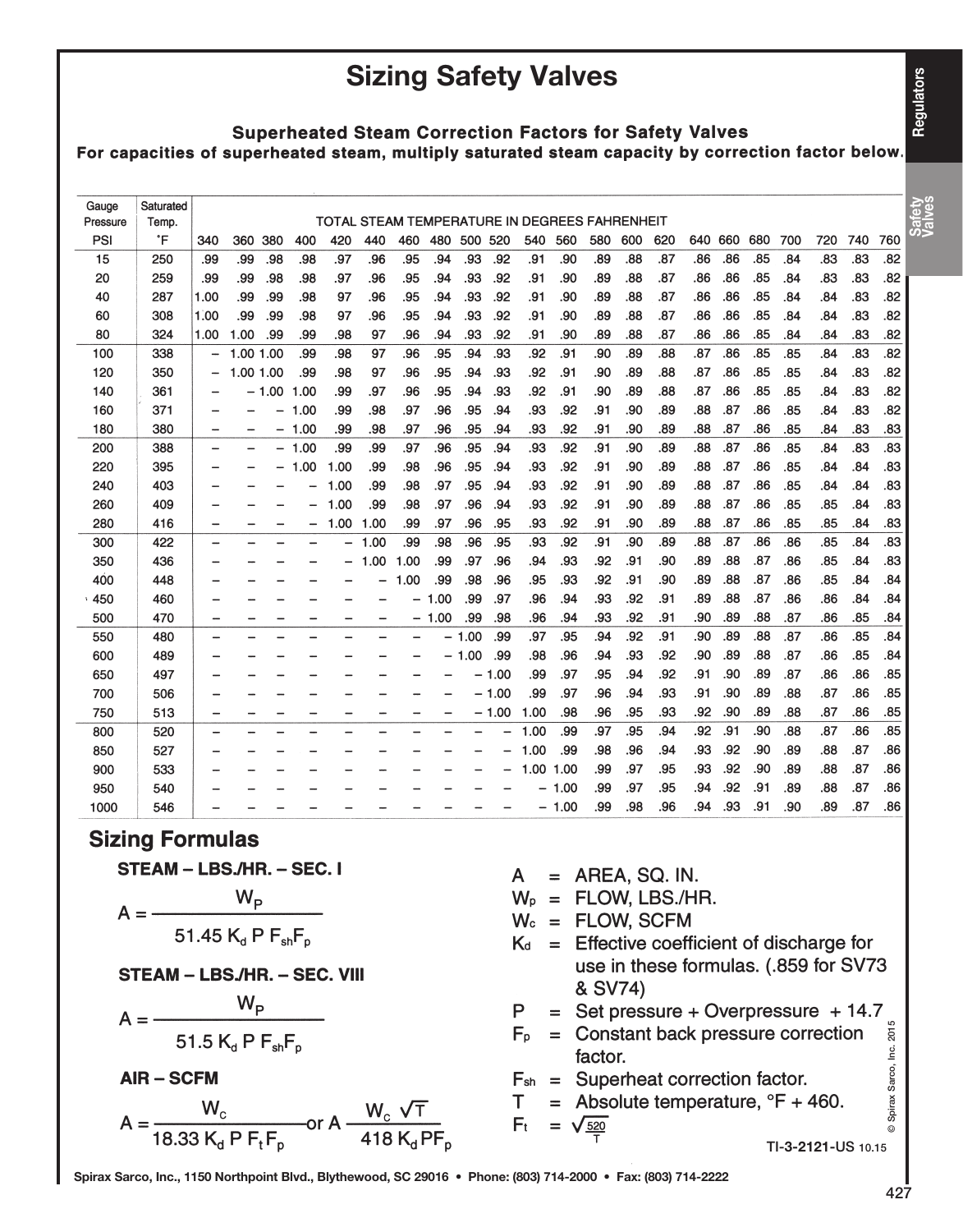# Sizing Safety Valves

### Superheated Steam Correction Factors for Safety Valves

**For capacities of superheated steam, multiply saturated steam capacity by correction factor below.**

| Gauge Pressure PSI | Saturated Temp. °F | TOTAL STEAM TEMPERATURE IN DEGREES FAHRENHEIT | | | | | | | | | | | | | | | | | | | | | |
|---|---|---|---|---|---|---|---|---|---|---|---|---|---|---|---|---|---|---|---|---|---|---|---|
| | | 340 | 360 | 380 | 400 | 420 | 440 | 460 | 480 | 500 | 520 | 540 | 560 | 580 | 600 | 620 | 640 | 660 | 680 | 700 | 720 | 740 | 760 |
| 15 | 250 | .99 | .99 | .98 | .98 | .97 | .96 | .95 | .94 | .93 | .92 | .91 | .90 | .89 | .88 | .87 | .86 | .86 | .85 | .84 | .83 | .83 | .82 |
| 20 | 259 | .99 | .99 | .98 | .98 | .97 | .96 | .95 | .94 | .93 | .92 | .91 | .90 | .89 | .88 | .87 | .86 | .86 | .85 | .84 | .83 | .83 | .82 |
| 40 | 287 | 1.00 | .99 | .99 | .98 | 97 | .96 | .95 | .94 | .93 | .92 | .91 | .90 | .89 | .88 | .87 | .86 | .86 | .85 | .84 | .84 | .83 | .82 |
| 60 | 308 | 1.00 | .99 | .99 | .98 | 97 | .96 | .95 | .94 | .93 | .92 | .91 | .90 | .89 | .88 | .87 | .86 | .86 | .85 | .84 | .84 | .83 | .82 |
| 80 | 324 | 1.00 | 1.00 | .99 | .99 | .98 | 97 | .96 | .94 | .93 | .92 | .91 | .90 | .89 | .88 | .87 | .86 | .86 | .85 | .84 | .84 | .83 | .82 |
| 100 | 338 | – | 1.00 | 1.00 | .99 | .98 | 97 | .96 | .95 | .94 | .93 | .92 | .91 | .90 | .89 | .88 | .87 | .86 | .85 | .85 | .84 | .83 | .82 |
| 120 | 350 | – | 1.00 | 1.00 | .99 | .98 | 97 | .96 | .95 | .94 | .93 | .92 | .91 | .90 | .89 | .88 | .87 | .86 | .85 | .85 | .84 | .83 | .82 |
| 140 | 361 | – | – | 1.00 | 1.00 | .99 | .97 | .96 | .95 | .94 | .93 | .92 | .91 | .90 | .89 | .88 | .87 | .86 | .85 | .85 | .84 | .83 | .82 |
| 160 | 371 | – | – | – | 1.00 | .99 | .98 | .97 | .96 | .95 | .94 | .93 | .92 | .91 | .90 | .89 | .88 | .87 | .86 | .85 | .84 | .83 | .82 |
| 180 | 380 | – | – | – | 1.00 | .99 | .98 | .97 | .96 | .95 | .94 | .93 | .92 | .91 | .90 | .89 | .88 | .87 | .86 | .85 | .84 | .83 | .83 |
| 200 | 388 | – | – | – | 1.00 | .99 | .99 | .97 | .96 | .95 | .94 | .93 | .92 | .91 | .90 | .89 | .88 | .87 | .86 | .85 | .84 | .83 | .83 |
| 220 | 395 | – | – | – | 1.00 | 1.00 | .99 | .98 | .96 | .95 | .94 | .93 | .92 | .91 | .90 | .89 | .88 | .87 | .86 | .85 | .84 | .84 | .83 |
| 240 | 403 | – | – | – | – | 1.00 | .99 | .98 | .97 | .95 | .94 | .93 | .92 | .91 | .90 | .89 | .88 | .87 | .86 | .85 | .84 | .84 | .83 |
| 260 | 409 | – | – | – | – | 1.00 | .99 | .98 | .97 | .96 | .94 | .93 | .92 | .91 | .90 | .89 | .88 | .87 | .86 | .85 | .85 | .84 | .83 |
| 280 | 416 | – | – | – | – | 1.00 | 1.00 | .99 | .97 | .96 | .95 | .93 | .92 | .91 | .90 | .89 | .88 | .87 | .86 | .85 | .85 | .84 | .83 |
| 300 | 422 | – | – | – | – | – | 1.00 | .99 | .98 | .96 | .95 | .93 | .92 | .91 | .90 | .89 | .88 | .87 | .86 | .86 | .85 | .84 | .83 |
| 350 | 436 | – | – | – | – | – | 1.00 | 1.00 | .99 | .97 | .96 | .94 | .93 | .92 | .91 | .90 | .89 | .88 | .87 | .86 | .85 | .84 | .83 |
| 400 | 448 | – | – | – | – | – | – | 1.00 | .99 | .98 | .96 | .95 | .93 | .92 | .91 | .90 | .89 | .88 | .87 | .86 | .85 | .84 | .84 |
| 450 | 460 | – | – | – | – | – | – | – | 1.00 | .99 | .97 | .96 | .94 | .93 | .92 | .91 | .89 | .88 | .87 | .86 | .86 | .84 | .84 |
| 500 | 470 | – | – | – | – | – | – | – | 1.00 | .99 | .98 | .96 | .94 | .93 | .92 | .91 | .90 | .89 | .88 | .87 | .86 | .85 | .84 |
| 550 | 480 | – | – | – | – | – | – | – | – | 1.00 | .99 | .97 | .95 | .94 | .92 | .91 | .90 | .89 | .88 | .87 | .86 | .85 | .84 |
| 600 | 489 | – | – | – | – | – | – | – | – | 1.00 | .99 | .98 | .96 | .94 | .93 | .92 | .90 | .89 | .88 | .87 | .86 | .85 | .84 |
| 650 | 497 | – | – | – | – | – | – | – | – | – | 1.00 | .99 | .97 | .95 | .94 | .92 | .91 | .90 | .89 | .87 | .86 | .86 | .85 |
| 700 | 506 | – | – | – | – | – | – | – | – | – | 1.00 | .99 | .97 | .96 | .94 | .93 | .91 | .90 | .89 | .88 | .87 | .86 | .85 |
| 750 | 513 | – | – | – | – | – | – | – | – | – | 1.00 | 1.00 | .98 | .96 | .95 | .93 | .92 | .90 | .89 | .88 | .87 | .86 | .85 |
| 800 | 520 | – | – | – | – | – | – | – | – | – | – | 1.00 | .99 | .97 | .95 | .94 | .92 | .91 | .90 | .88 | .87 | .86 | .85 |
| 850 | 527 | – | – | – | – | – | – | – | – | – | – | 1.00 | .99 | .98 | .96 | .94 | .93 | .92 | .90 | .89 | .88 | .87 | .86 |
| 900 | 533 | – | – | – | – | – | – | – | – | – | – | 1.00 | 1.00 | .99 | .97 | .95 | .93 | .92 | .90 | .89 | .88 | .87 | .86 |
| 950 | 540 | – | – | – | – | – | – | – | – | – | – | – | 1.00 | .99 | .97 | .95 | .94 | .92 | .91 | .89 | .88 | .87 | .86 |
| 1000 | 546 | – | – | – | – | – | – | – | – | – | – | – | 1.00 | .99 | .98 | .96 | .94 | .93 | .91 | .90 | .89 | .87 | .86 |

## Sizing Formulas

**STEAM – LBS./HR. – SEC. I**

$$A = \frac{W_P}{51.45\, K_d\, P\, F_{sh} F_p}$$

**STEAM – LBS./HR. – SEC. VIII**

$$A = \frac{W_P}{51.5\, K_d\, P\, F_{sh} F_p}$$

**AIR – SCFM**

$$A = \frac{W_c}{18.33\, K_d\, P\, F_t F_p} \text{ or } A = \frac{W_c \sqrt{T}}{418\, K_d P F_p}$$

- $A$ = AREA, SQ. IN.
- $W_p$ = FLOW, LBS./HR.
- $W_c$ = FLOW, SCFM
- $K_d$ = Effective coefficient of discharge for use in these formulas. (.859 for SV73 & SV74)
- $P$ = Set pressure + Overpressure + 14.7
- $F_p$ = Constant back pressure correction factor.
- $F_{sh}$ = Superheat correction factor.
- $T$ = Absolute temperature, °F + 460.
- $F_t$ = $\sqrt{\frac{520}{T}}$

© Spirax Sarco, Inc. 2015

TI-3-2121-US 10.15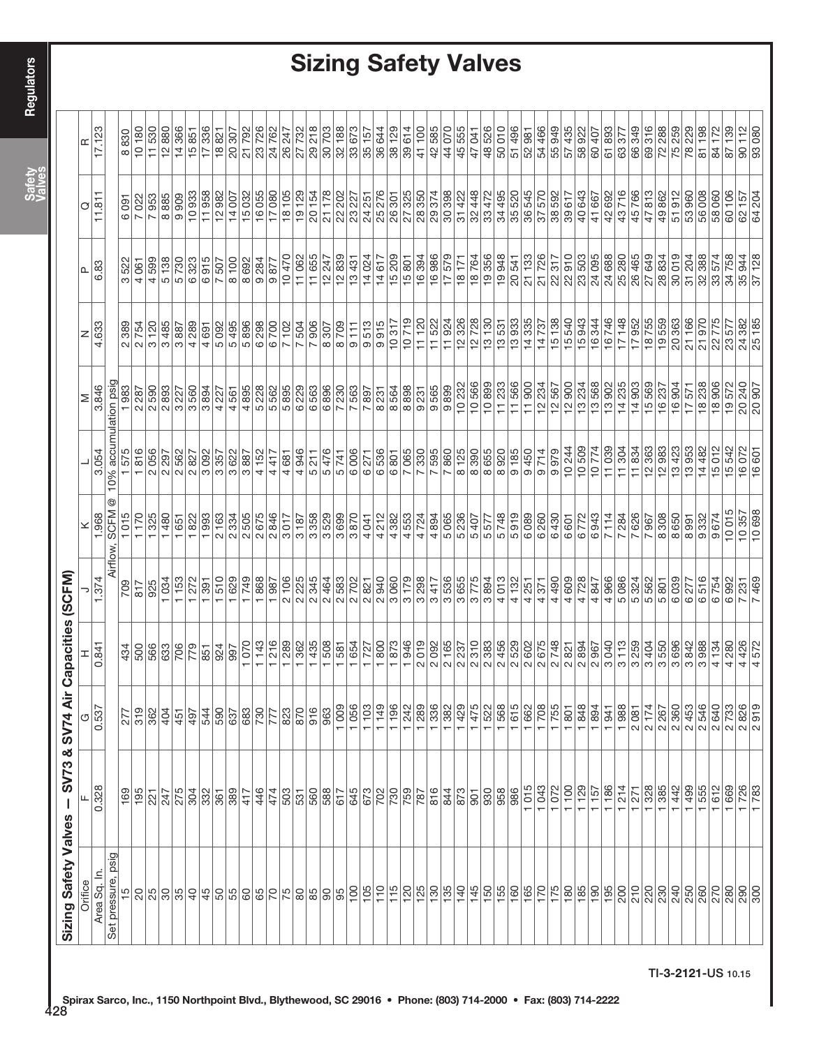# Sizing Safety Valves

**Sizing Safety Valves – SV73 & SV74 Air Capacities (SCFM)**

| Orifice | F | G | H | J | K | L | M | N | P | Q | R |
|---|---|---|---|---|---|---|---|---|---|---|---|
| Area Sq. In. | 0.328 | 0.537 | 0.841 | 1.374 | 1.968 | 3.054 | 3.846 | 4.633 | 6.83 | 11.811 | 17.123 |
| Set pressure, psig | | | | Airflow, SCFM @ 10% accumulation psig | | | | | | | |
| 15 | 169 | 277 | 434 | 709 | 1 015 | 1 575 | 1 983 | 2 389 | 3 522 | 6 091 | 8 830 |
| 20 | 195 | 319 | 500 | 817 | 1 170 | 1 816 | 2 287 | 2 754 | 4 061 | 7 022 | 10 180 |
| 25 | 221 | 362 | 566 | 925 | 1 325 | 2 056 | 2 590 | 3 120 | 4 599 | 7 953 | 11 530 |
| 30 | 247 | 404 | 633 | 1 034 | 1 480 | 2 297 | 2 893 | 3 485 | 5 138 | 8 885 | 12 880 |
| 35 | 275 | 451 | 706 | 1 153 | 1 651 | 2 562 | 3 227 | 3 887 | 5 730 | 9 909 | 14 366 |
| 40 | 304 | 497 | 779 | 1 272 | 1 822 | 2 827 | 3 560 | 4 289 | 6 323 | 10 933 | 15 851 |
| 45 | 332 | 544 | 851 | 1 391 | 1 993 | 3 092 | 3 894 | 4 691 | 6 915 | 11 958 | 17 336 |
| 50 | 361 | 590 | 924 | 1 510 | 2 163 | 3 357 | 4 227 | 5 092 | 7 507 | 12 982 | 18 821 |
| 55 | 389 | 637 | 997 | 1 629 | 2 334 | 3 622 | 4 561 | 5 495 | 8 100 | 14 007 | 20 307 |
| 60 | 417 | 683 | 1 070 | 1 749 | 2 505 | 3 887 | 4 895 | 5 896 | 8 692 | 15 032 | 21 792 |
| 65 | 446 | 730 | 1 143 | 1 868 | 2 675 | 4 152 | 5 228 | 6 298 | 9 284 | 16 055 | 23 726 |
| 70 | 474 | 777 | 1 216 | 1 987 | 2 846 | 4 417 | 5 562 | 6 700 | 9 877 | 17 080 | 24 762 |
| 75 | 503 | 823 | 1 289 | 2 106 | 3 017 | 4 681 | 5 895 | 7 102 | 10 470 | 18 105 | 26 247 |
| 80 | 531 | 870 | 1 362 | 2 225 | 3 187 | 4 946 | 6 229 | 7 504 | 11 062 | 19 129 | 27 732 |
| 85 | 560 | 916 | 1 435 | 2 345 | 3 358 | 5 211 | 6 563 | 7 906 | 11 655 | 20 154 | 29 218 |
| 90 | 588 | 963 | 1 508 | 2 464 | 3 529 | 5 476 | 6 896 | 8 307 | 12 247 | 21 178 | 30 703 |
| 95 | 617 | 1 009 | 1 581 | 2 583 | 3 699 | 5 741 | 7 230 | 8 709 | 12 839 | 22 202 | 32 188 |
| 100 | 645 | 1 056 | 1 654 | 2 702 | 3 870 | 6 006 | 7 563 | 9 111 | 13 431 | 23 227 | 33 673 |
| 105 | 673 | 1 103 | 1 727 | 2 821 | 4 041 | 6 271 | 7 897 | 9 513 | 14 024 | 24 251 | 35 157 |
| 110 | 702 | 1 149 | 1 800 | 2 940 | 4 212 | 6 536 | 8 231 | 9 915 | 14 617 | 25 276 | 36 644 |
| 115 | 730 | 1 196 | 1 873 | 3 060 | 4 382 | 6 801 | 8 564 | 10 317 | 15 209 | 26 301 | 38 129 |
| 120 | 759 | 1 242 | 1 946 | 3 179 | 4 553 | 7 065 | 8 898 | 10 719 | 15 801 | 27 325 | 39 614 |
| 125 | 787 | 1 289 | 2 019 | 3 298 | 4 724 | 7 330 | 9 231 | 11 120 | 16 394 | 28 350 | 41 100 |
| 130 | 816 | 1 336 | 2 092 | 3 417 | 4 894 | 7 595 | 9 565 | 11 522 | 16 986 | 29 374 | 42 585 |
| 135 | 844 | 1 382 | 2 165 | 3 536 | 5 065 | 7 860 | 9 899 | 11 924 | 17 579 | 30 398 | 44 070 |
| 140 | 873 | 1 429 | 2 237 | 3 655 | 5 236 | 8 125 | 10 232 | 12 326 | 18 171 | 31 422 | 45 555 |
| 145 | 901 | 1 475 | 2 310 | 3 775 | 5 407 | 8 390 | 10 566 | 12 728 | 18 764 | 32 448 | 47 041 |
| 150 | 930 | 1 522 | 2 383 | 3 894 | 5 577 | 8 655 | 10 899 | 13 130 | 19 356 | 33 472 | 48 526 |
| 155 | 958 | 1 568 | 2 456 | 4 013 | 5 748 | 8 920 | 11 233 | 13 531 | 19 948 | 34 495 | 50 010 |
| 160 | 986 | 1 615 | 2 529 | 4 132 | 5 919 | 9 185 | 11 566 | 13 933 | 20 541 | 35 520 | 51 496 |
| 165 | 1 015 | 1 662 | 2 602 | 4 251 | 6 089 | 9 450 | 11 900 | 14 335 | 21 133 | 36 545 | 52 981 |
| 170 | 1 043 | 1 708 | 2 675 | 4 371 | 6 260 | 9 714 | 12 234 | 14 737 | 21 726 | 37 570 | 54 466 |
| 175 | 1 072 | 1 755 | 2 748 | 4 490 | 6 430 | 9 979 | 12 567 | 15 138 | 22 317 | 38 592 | 55 949 |
| 180 | 1 100 | 1 801 | 2 821 | 4 609 | 6 601 | 10 244 | 12 900 | 15 540 | 22 910 | 39 617 | 57 435 |
| 185 | 1 129 | 1 848 | 2 894 | 4 728 | 6 772 | 10 509 | 13 234 | 15 943 | 23 503 | 40 643 | 58 922 |
| 190 | 1 157 | 1 894 | 2 967 | 4 847 | 6 943 | 10 774 | 13 568 | 16 344 | 24 095 | 41 667 | 60 407 |
| 195 | 1 186 | 1 941 | 3 040 | 4 966 | 7 114 | 11 039 | 13 902 | 16 746 | 24 688 | 42 692 | 61 893 |
| 200 | 1 214 | 1 988 | 3 113 | 5 086 | 7 284 | 11 304 | 14 235 | 17 148 | 25 280 | 43 716 | 63 377 |
| 210 | 1 271 | 2 081 | 3 259 | 5 324 | 7 626 | 11 834 | 14 903 | 17 952 | 26 465 | 45 766 | 66 349 |
| 220 | 1 328 | 2 174 | 3 404 | 5 562 | 7 967 | 12 363 | 15 569 | 18 755 | 27 649 | 47 813 | 69 316 |
| 230 | 1 385 | 2 267 | 3 550 | 5 801 | 8 308 | 12 983 | 16 237 | 19 559 | 28 834 | 49 862 | 72 288 |
| 240 | 1 442 | 2 360 | 3 696 | 6 039 | 8 650 | 13 423 | 16 904 | 20 363 | 30 019 | 51 912 | 75 259 |
| 250 | 1 499 | 2 453 | 3 842 | 6 277 | 8 991 | 13 953 | 17 571 | 21 166 | 31 204 | 53 960 | 78 229 |
| 260 | 1 555 | 2 546 | 3 988 | 6 516 | 9 332 | 14 482 | 18 238 | 21 970 | 32 388 | 56 008 | 81 198 |
| 270 | 1 612 | 2 640 | 4 134 | 6 754 | 9 674 | 15 012 | 18 906 | 22 775 | 33 574 | 58 060 | 84 172 |
| 280 | 1 669 | 2 733 | 4 280 | 6 992 | 10 015 | 15 542 | 19 572 | 23 577 | 34 758 | 60 106 | 87 139 |
| 290 | 1 726 | 2 826 | 4 426 | 7 231 | 10 357 | 16 072 | 20 240 | 24 382 | 35 944 | 62 157 | 90 112 |
| 300 | 1 783 | 2 919 | 4 572 | 7 469 | 10 698 | 16 601 | 20 907 | 25 185 | 37 128 | 64 204 | 93 080 |

**TI-3-2121-US** 10.15